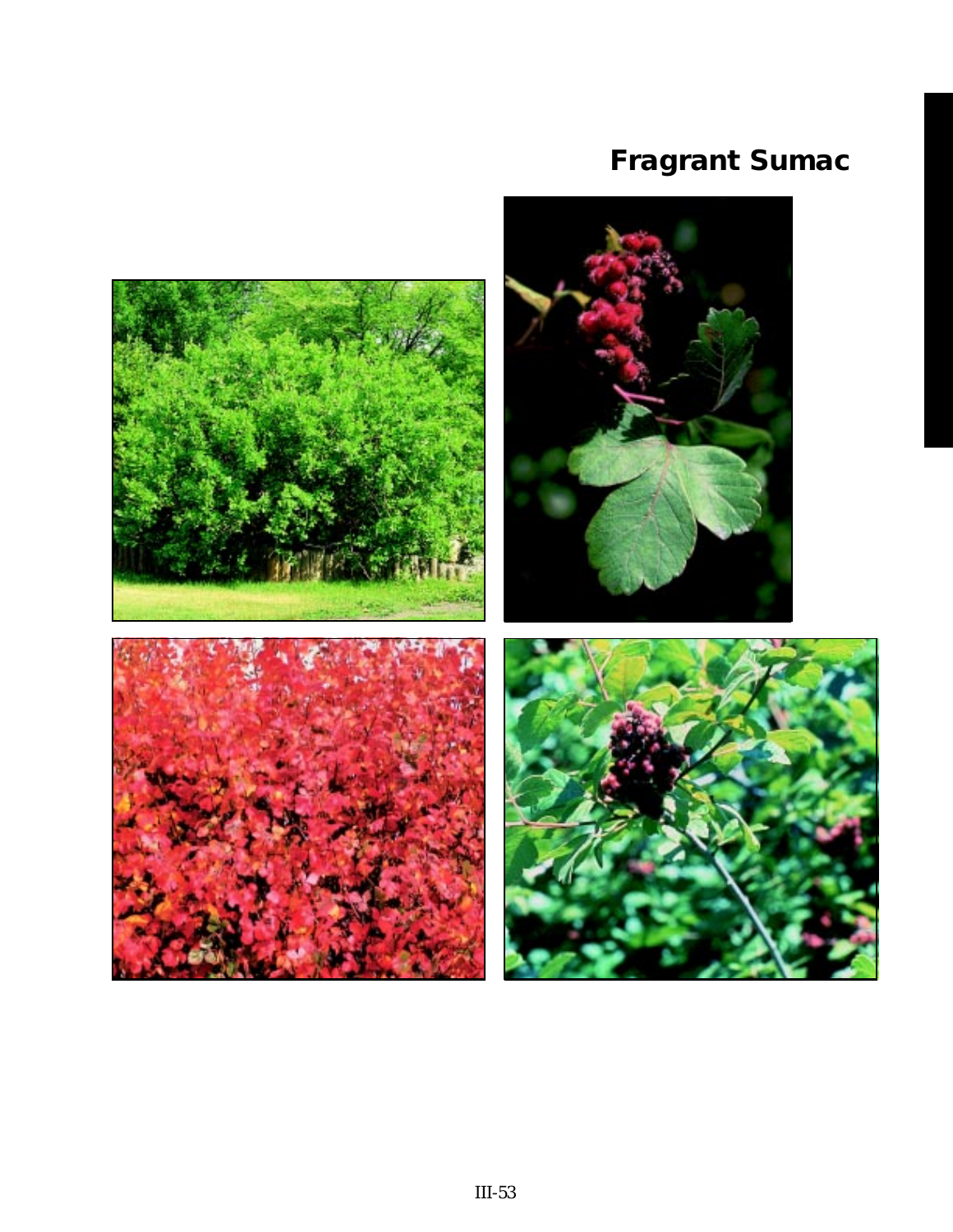# Fragrant Sumac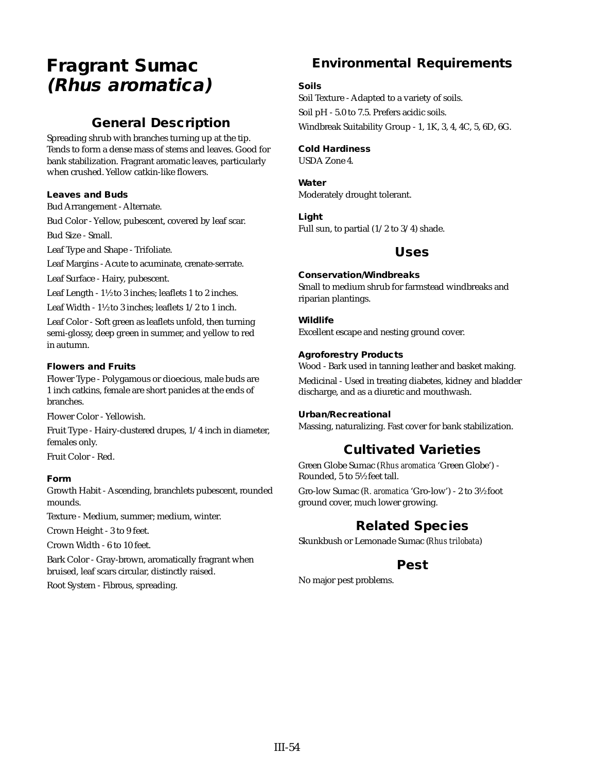# Fragrant Sumac *(Rhus aromatica)*

## General Description

Spreading shrub with branches turning up at the tip. Tends to form a dense mass of stems and leaves. Good for bank stabilization. Fragrant aromatic leaves, particularly when crushed. Yellow catkin-like flowers.

### Leaves and Buds

Bud Arrangement - Alternate.

Bud Color - Yellow, pubescent, covered by leaf scar.

Bud Size - Small.

Leaf Type and Shape - Trifoliate.

Leaf Margins - Acute to acuminate, crenate-serrate.

Leaf Surface - Hairy, pubescent.

Leaf Length - 1½ to 3 inches; leaflets 1 to 2 inches.

Leaf Width - 1½ to 3 inches; leaflets 1/2 to 1 inch.

Leaf Color - Soft green as leaflets unfold, then turning semi-glossy, deep green in summer, and yellow to red in autumn.

### Flowers and Fruits

Flower Type - Polygamous or dioecious, male buds are 1 inch catkins, female are short panicles at the ends of branches.

Flower Color - Yellowish.

Fruit Type - Hairy-clustered drupes, 1/4 inch in diameter, females only.

Fruit Color - Red.

### Form

Growth Habit - Ascending, branchlets pubescent, rounded mounds.

Texture - Medium, summer; medium, winter.

Crown Height - 3 to 9 feet.

Crown Width - 6 to 10 feet.

Bark Color - Gray-brown, aromatically fragrant when bruised, leaf scars circular, distinctly raised.

Root System - Fibrous, spreading.

## Environmental Requirements

### Soils

Soil Texture - Adapted to a variety of soils.

Soil pH - 5.0 to 7.5. Prefers acidic soils.

Windbreak Suitability Group - 1, 1K, 3, 4, 4C, 5, 6D, 6G.

### Cold Hardiness

USDA Zone 4.

### Water

Moderately drought tolerant.

### Light

Full sun, to partial (1/2 to 3/4) shade.

## Uses

### Conservation/Windbreaks

Small to medium shrub for farmstead windbreaks and riparian plantings.

### Wildlife

Excellent escape and nesting ground cover.

### Agroforestry Products

Wood - Bark used in tanning leather and basket making.

Medicinal - Used in treating diabetes, kidney and bladder discharge, and as a diuretic and mouthwash.

### Urban/Recreational

Massing, naturalizing. Fast cover for bank stabilization.

## Cultivated Varieties

Green Globe Sumac (*Rhus aromatica* 'Green Globe') - Rounded, 5 to 5½ feet tall.

Gro-low Sumac (*R. aromatica* 'Gro-low') - 2 to 3½ foot ground cover, much lower growing.

## Related Species

Skunkbush or Lemonade Sumac (*Rhus trilobata*)

## Pest

No major pest problems.